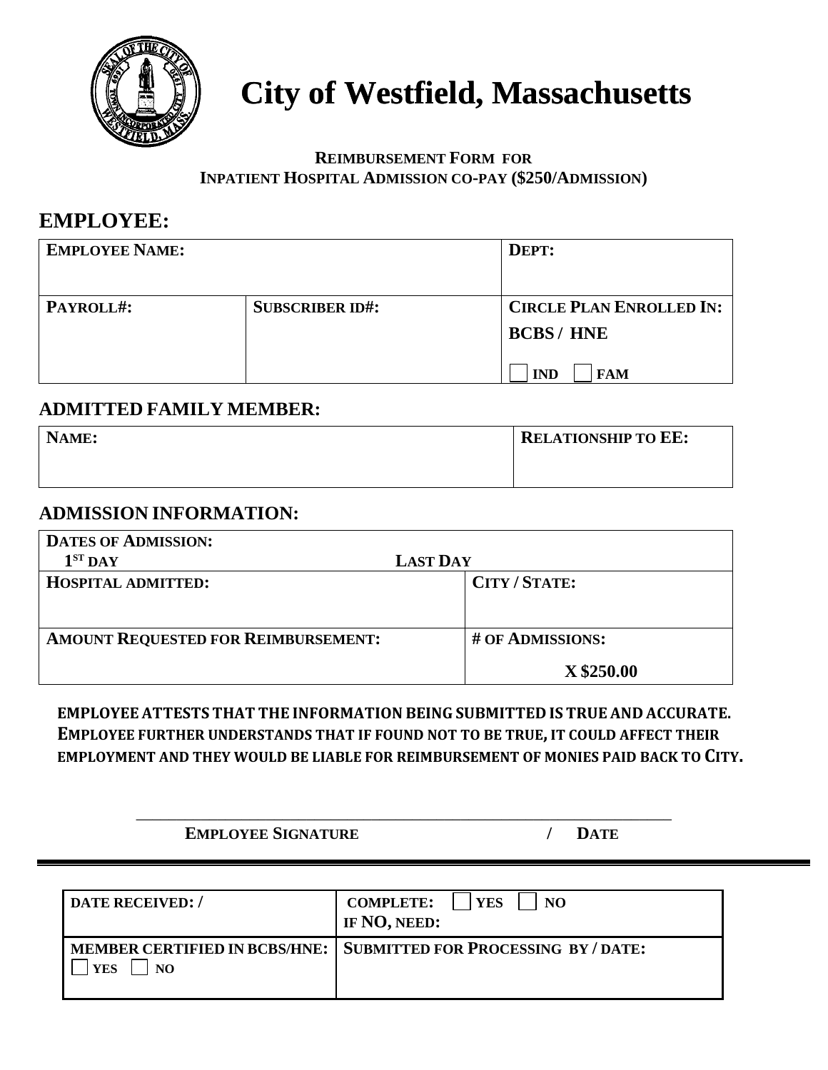# City of Westfield, Massachusetts

**REIMBURSEMENT FORM FOR**
**INPATIENT HOSPITAL ADMISSION CO-PAY ($250/ADMISSION)**

## EMPLOYEE:

| EMPLOYEE NAME: | | DEPT: |
|---|---|---|
| PAYROLL#: | SUBSCRIBER ID#: | CIRCLE PLAN ENROLLED IN: BCBS / HNE ☐ IND ☐ FAM |

### ADMITTED FAMILY MEMBER:

| NAME: | RELATIONSHIP TO EE: |
|---|---|
| | |

### ADMISSION INFORMATION:

| DATES OF ADMISSION: 1ST DAY LAST DAY | |
|---|---|
| HOSPITAL ADMITTED: | CITY / STATE: |
| AMOUNT REQUESTED FOR REIMBURSEMENT: | # OF ADMISSIONS: X $250.00 |

**EMPLOYEE ATTESTS THAT THE INFORMATION BEING SUBMITTED IS TRUE AND ACCURATE. EMPLOYEE FURTHER UNDERSTANDS THAT IF FOUND NOT TO BE TRUE, IT COULD AFFECT THEIR EMPLOYMENT AND THEY WOULD BE LIABLE FOR REIMBURSEMENT OF MONIES PAID BACK TO CITY.**

______________________________________________________________

**EMPLOYEE SIGNATURE / DATE**

---

| DATE RECEIVED: / | COMPLETE: ☐ YES ☐ NO IF NO, NEED: |
|---|---|
| MEMBER CERTIFIED IN BCBS/HNE: ☐ YES ☐ NO | SUBMITTED FOR PROCESSING BY / DATE: |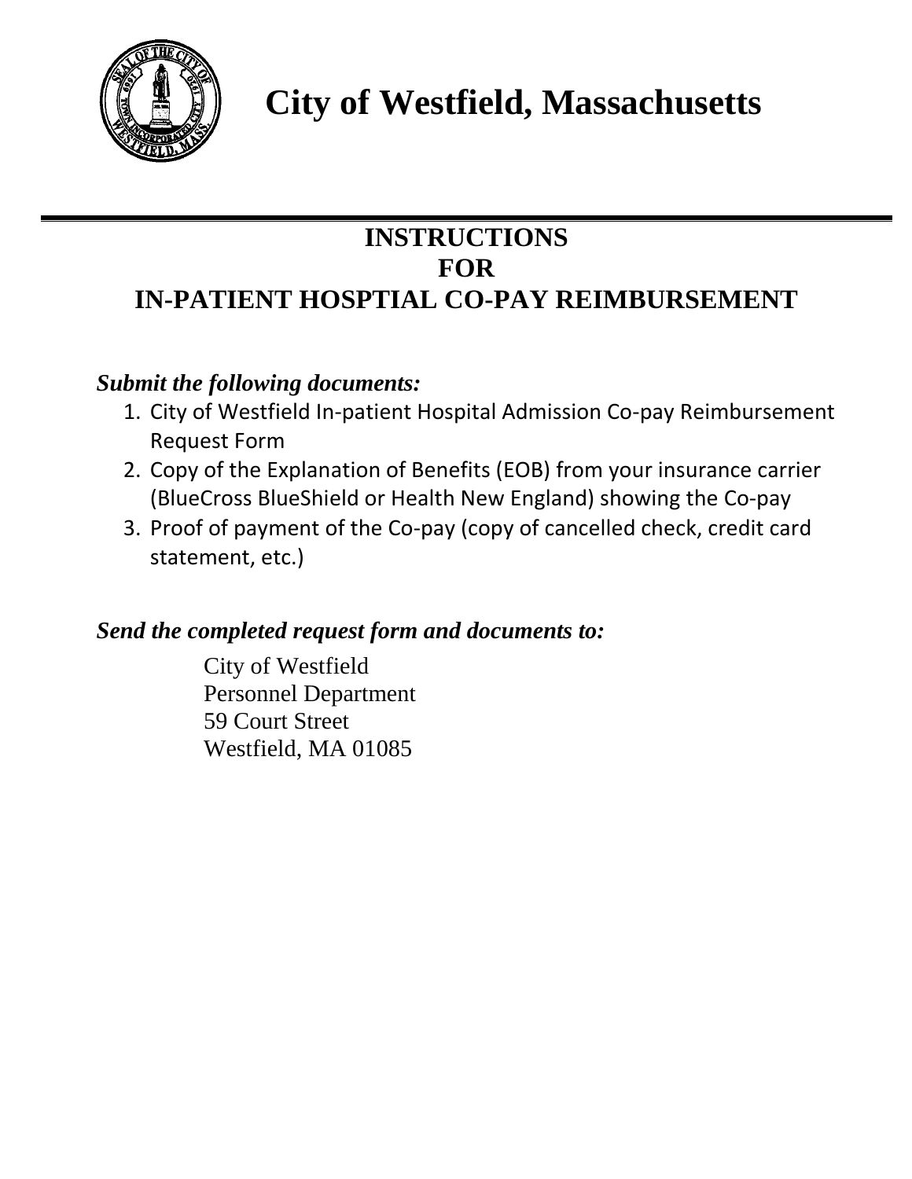# City of Westfield, Massachusetts

## INSTRUCTIONS
## FOR
## IN-PATIENT HOSPTIAL CO-PAY REIMBURSEMENT

***Submit the following documents:***

1. City of Westfield In-patient Hospital Admission Co-pay Reimbursement Request Form
2. Copy of the Explanation of Benefits (EOB) from your insurance carrier (BlueCross BlueShield or Health New England) showing the Co-pay
3. Proof of payment of the Co-pay (copy of cancelled check, credit card statement, etc.)

***Send the completed request form and documents to:***

City of Westfield
Personnel Department
59 Court Street
Westfield, MA 01085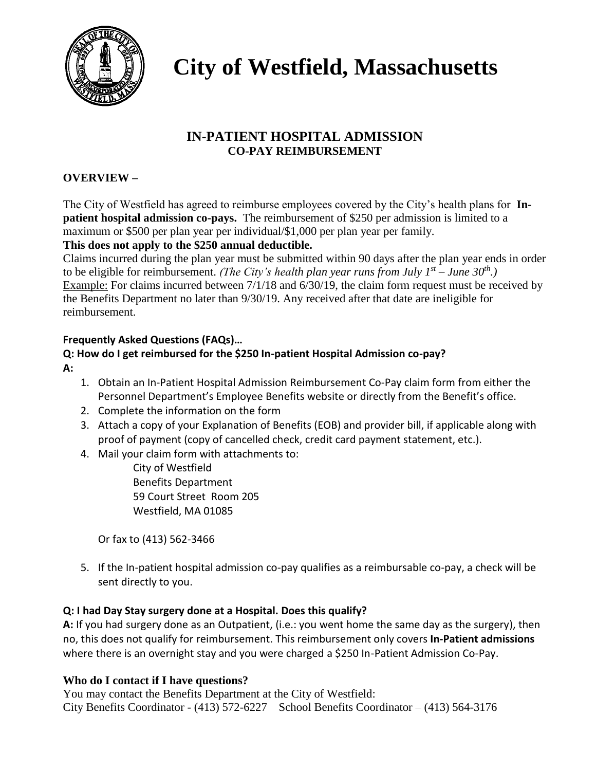# City of Westfield, Massachusetts

## IN-PATIENT HOSPITAL ADMISSION
### CO-PAY REIMBURSEMENT

**OVERVIEW –**

The City of Westfield has agreed to reimburse employees covered by the City's health plans for **In-patient hospital admission co-pays.** The reimbursement of $250 per admission is limited to a maximum or $500 per plan year per individual/$1,000 per plan year per family.

**This does not apply to the $250 annual deductible.**

Claims incurred during the plan year must be submitted within 90 days after the plan year ends in order to be eligible for reimbursement. *(The City's health plan year runs from July 1st – June 30th.)*

Example: For claims incurred between 7/1/18 and 6/30/19, the claim form request must be received by the Benefits Department no later than 9/30/19. Any received after that date are ineligible for reimbursement.

**Frequently Asked Questions (FAQs)…**

**Q: How do I get reimbursed for the $250 In-patient Hospital Admission co-pay?**

**A:**

1. Obtain an In-Patient Hospital Admission Reimbursement Co-Pay claim form from either the Personnel Department's Employee Benefits website or directly from the Benefit's office.
2. Complete the information on the form
3. Attach a copy of your Explanation of Benefits (EOB) and provider bill, if applicable along with proof of payment (copy of cancelled check, credit card payment statement, etc.).
4. Mail your claim form with attachments to:

   City of Westfield
   Benefits Department
   59 Court Street Room 205
   Westfield, MA 01085

   Or fax to (413) 562-3466

5. If the In-patient hospital admission co-pay qualifies as a reimbursable co-pay, a check will be sent directly to you.

**Q: I had Day Stay surgery done at a Hospital. Does this qualify?**

**A:** If you had surgery done as an Outpatient, (i.e.: you went home the same day as the surgery), then no, this does not qualify for reimbursement. This reimbursement only covers **In-Patient admissions** where there is an overnight stay and you were charged a $250 In-Patient Admission Co-Pay.

**Who do I contact if I have questions?**

You may contact the Benefits Department at the City of Westfield:
City Benefits Coordinator - (413) 572-6227 School Benefits Coordinator – (413) 564-3176